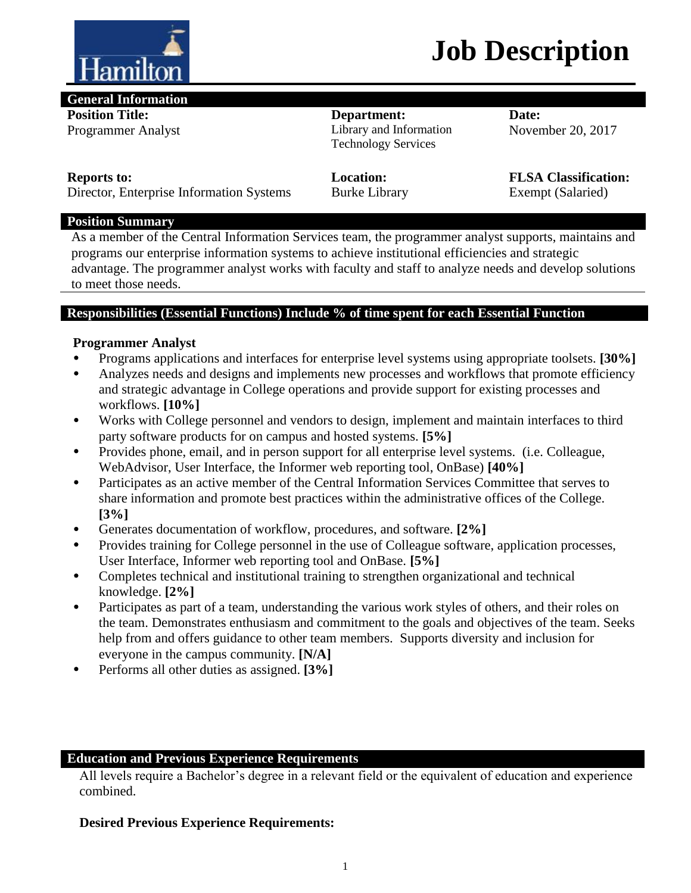# Job Description

## General Information

| Position Title: | Department: | Date: |
|---|---|---|
| Programmer Analyst | Library and Information Technology Services | November 20, 2017 |
| **Reports to:** | **Location:** | **FLSA Classification:** |
| Director, Enterprise Information Systems | Burke Library | Exempt (Salaried) |

## Position Summary

As a member of the Central Information Services team, the programmer analyst supports, maintains and programs our enterprise information systems to achieve institutional efficiencies and strategic advantage. The programmer analyst works with faculty and staff to analyze needs and develop solutions to meet those needs.

## Responsibilities (Essential Functions) Include % of time spent for each Essential Function

### Programmer Analyst

- Programs applications and interfaces for enterprise level systems using appropriate toolsets. **[30%]**
- Analyzes needs and designs and implements new processes and workflows that promote efficiency and strategic advantage in College operations and provide support for existing processes and workflows. **[10%]**
- Works with College personnel and vendors to design, implement and maintain interfaces to third party software products for on campus and hosted systems. **[5%]**
- Provides phone, email, and in person support for all enterprise level systems. (i.e. Colleague, WebAdvisor, User Interface, the Informer web reporting tool, OnBase) **[40%]**
- Participates as an active member of the Central Information Services Committee that serves to share information and promote best practices within the administrative offices of the College. **[3%]**
- Generates documentation of workflow, procedures, and software. **[2%]**
- Provides training for College personnel in the use of Colleague software, application processes, User Interface, Informer web reporting tool and OnBase. **[5%]**
- Completes technical and institutional training to strengthen organizational and technical knowledge. **[2%]**
- Participates as part of a team, understanding the various work styles of others, and their roles on the team. Demonstrates enthusiasm and commitment to the goals and objectives of the team. Seeks help from and offers guidance to other team members. Supports diversity and inclusion for everyone in the campus community. **[N/A]**
- Performs all other duties as assigned. **[3%]**

## Education and Previous Experience Requirements

All levels require a Bachelor's degree in a relevant field or the equivalent of education and experience combined.

**Desired Previous Experience Requirements:**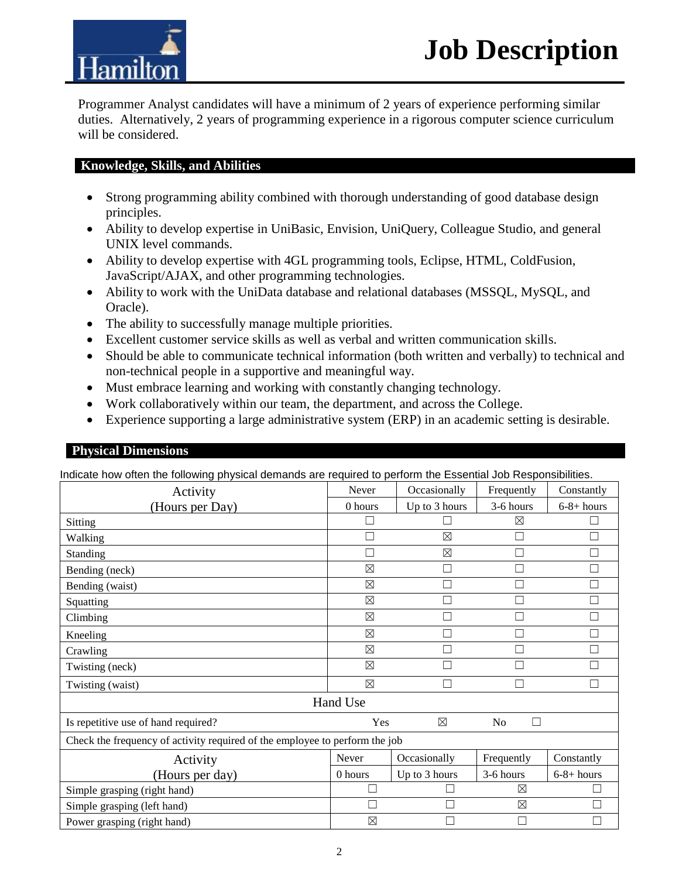# Job Description

Programmer Analyst candidates will have a minimum of 2 years of experience performing similar duties. Alternatively, 2 years of programming experience in a rigorous computer science curriculum will be considered.

## Knowledge, Skills, and Abilities

- Strong programming ability combined with thorough understanding of good database design principles.
- Ability to develop expertise in UniBasic, Envision, UniQuery, Colleague Studio, and general UNIX level commands.
- Ability to develop expertise with 4GL programming tools, Eclipse, HTML, ColdFusion, JavaScript/AJAX, and other programming technologies.
- Ability to work with the UniData database and relational databases (MSSQL, MySQL, and Oracle).
- The ability to successfully manage multiple priorities.
- Excellent customer service skills as well as verbal and written communication skills.
- Should be able to communicate technical information (both written and verbally) to technical and non-technical people in a supportive and meaningful way.
- Must embrace learning and working with constantly changing technology.
- Work collaboratively within our team, the department, and across the College.
- Experience supporting a large administrative system (ERP) in an academic setting is desirable.

## Physical Dimensions

Indicate how often the following physical demands are required to perform the Essential Job Responsibilities.

| Activity | Never | Occasionally | Frequently | Constantly |
|---|---|---|---|---|
| (Hours per Day) | 0 hours | Up to 3 hours | 3-6 hours | 6-8+ hours |
| Sitting | ☐ | ☐ | ☒ | ☐ |
| Walking | ☐ | ☒ | ☐ | ☐ |
| Standing | ☐ | ☒ | ☐ | ☐ |
| Bending (neck) | ☒ | ☐ | ☐ | ☐ |
| Bending (waist) | ☒ | ☐ | ☐ | ☐ |
| Squatting | ☒ | ☐ | ☐ | ☐ |
| Climbing | ☒ | ☐ | ☐ | ☐ |
| Kneeling | ☒ | ☐ | ☐ | ☐ |
| Crawling | ☒ | ☐ | ☐ | ☐ |
| Twisting (neck) | ☒ | ☐ | ☐ | ☐ |
| Twisting (waist) | ☒ | ☐ | ☐ | ☐ |

**Hand Use**

Is repetitive use of hand required? Yes ☒ No ☐

Check the frequency of activity required of the employee to perform the job

| Activity | Never | Occasionally | Frequently | Constantly |
|---|---|---|---|---|
| (Hours per day) | 0 hours | Up to 3 hours | 3-6 hours | 6-8+ hours |
| Simple grasping (right hand) | ☐ | ☐ | ☒ | ☐ |
| Simple grasping (left hand) | ☐ | ☐ | ☒ | ☐ |
| Power grasping (right hand) | ☒ | ☐ | ☐ | ☐ |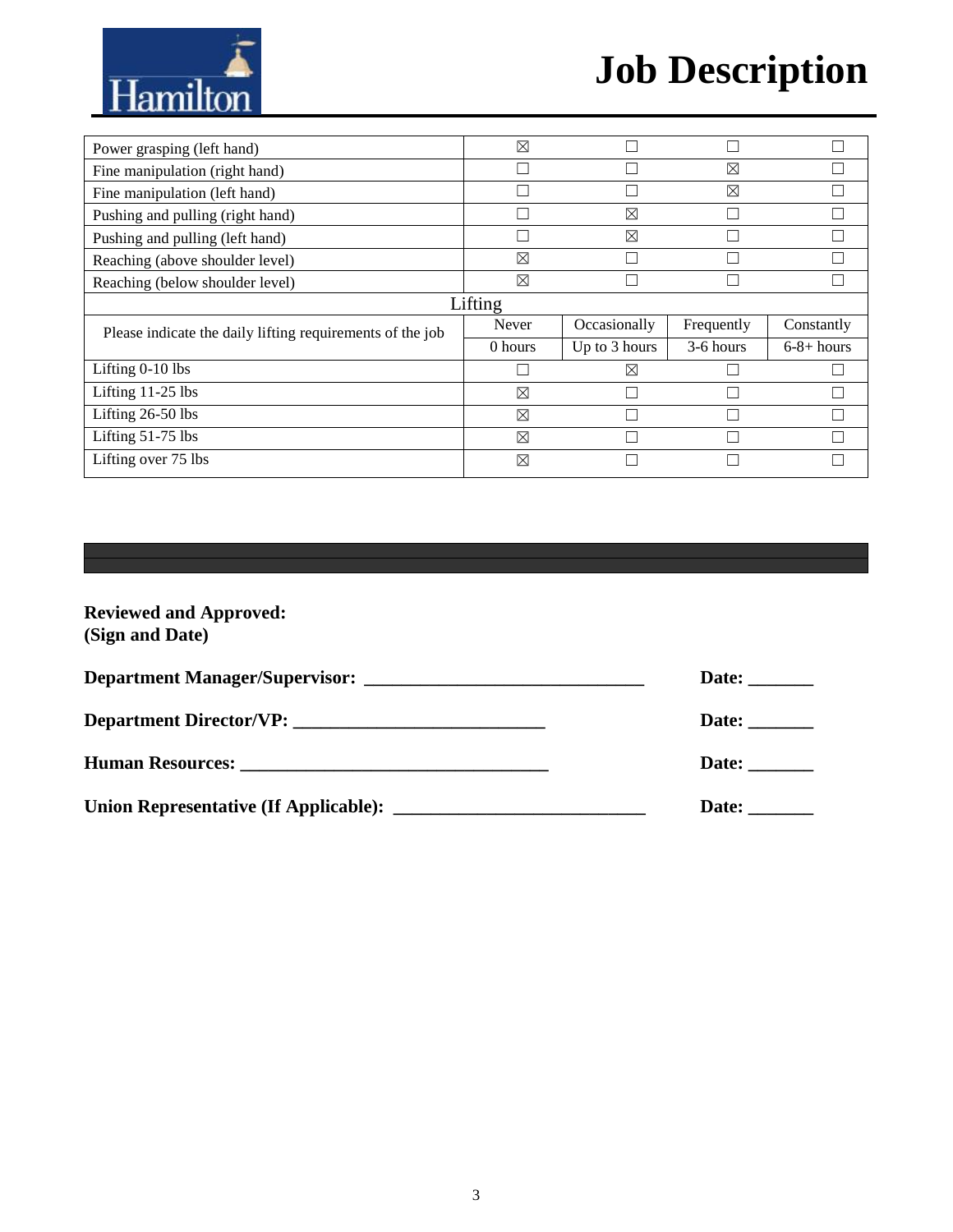# Job Description

| | | | | |
|---|---|---|---|---|
| Power grasping (left hand) | ☒ | ☐ | ☐ | ☐ |
| Fine manipulation (right hand) | ☐ | ☐ | ☒ | ☐ |
| Fine manipulation (left hand) | ☐ | ☐ | ☒ | ☐ |
| Pushing and pulling (right hand) | ☐ | ☒ | ☐ | ☐ |
| Pushing and pulling (left hand) | ☐ | ☒ | ☐ | ☐ |
| Reaching (above shoulder level) | ☒ | ☐ | ☐ | ☐ |
| Reaching (below shoulder level) | ☒ | ☐ | ☐ | ☐ |

| Lifting | | | | |
|---|---|---|---|---|
| Please indicate the daily lifting requirements of the job | Never | Occasionally | Frequently | Constantly |
| | 0 hours | Up to 3 hours | 3-6 hours | 6-8+ hours |
| Lifting 0-10 lbs | ☐ | ☒ | ☐ | ☐ |
| Lifting 11-25 lbs | ☒ | ☐ | ☐ | ☐ |
| Lifting 26-50 lbs | ☒ | ☐ | ☐ | ☐ |
| Lifting 51-75 lbs | ☒ | ☐ | ☐ | ☐ |
| Lifting over 75 lbs | ☒ | ☐ | ☐ | ☐ |

**Reviewed and Approved:**
**(Sign and Date)**

**Department Manager/Supervisor:** ______________________________ **Date:** _______

**Department Director/VP:** ___________________________ **Date:** _______

**Human Resources:** _________________________________ **Date:** _______

**Union Representative (If Applicable):** ___________________________ **Date:** _______